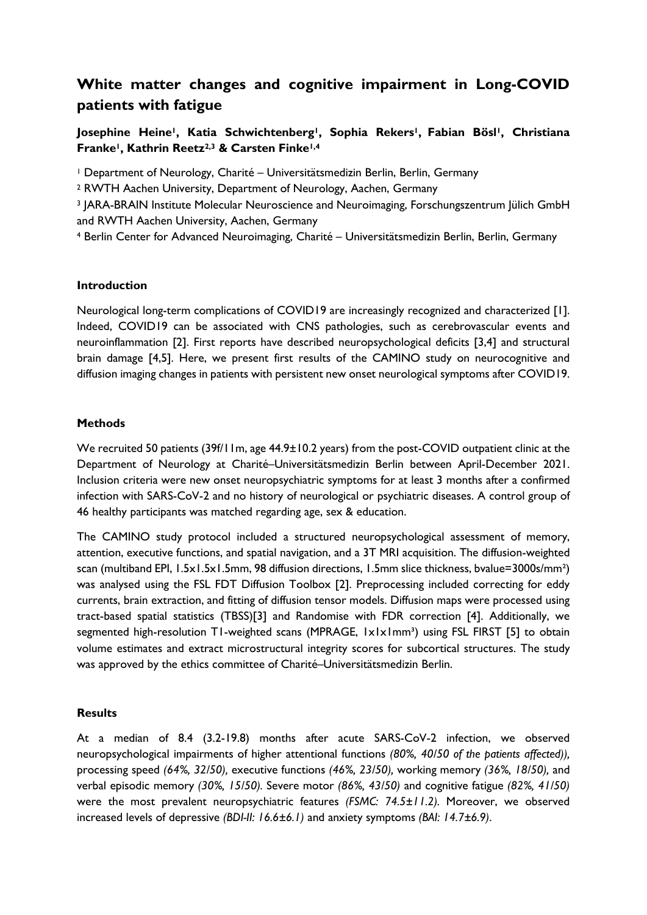# White matter changes and cognitive impairment in Long-COVID patients with fatigue

**Josephine Heine[1], Katia Schwichtenberg[1], Sophia Rekers[1], Fabian Bösl[1], Christiana Franke[1], Kathrin Reetz[2,3] & Carsten Finke[1,4]**

[1] Department of Neurology, Charité – Universitätsmedizin Berlin, Berlin, Germany

[2] RWTH Aachen University, Department of Neurology, Aachen, Germany

[3] JARA-BRAIN Institute Molecular Neuroscience and Neuroimaging, Forschungszentrum Jülich GmbH and RWTH Aachen University, Aachen, Germany

[4] Berlin Center for Advanced Neuroimaging, Charité – Universitätsmedizin Berlin, Berlin, Germany

#### Introduction

Neurological long-term complications of COVID19 are increasingly recognized and characterized [1]. Indeed, COVID19 can be associated with CNS pathologies, such as cerebrovascular events and neuroinflammation [2]. First reports have described neuropsychological deficits [3,4] and structural brain damage [4,5]. Here, we present first results of the CAMINO study on neurocognitive and diffusion imaging changes in patients with persistent new onset neurological symptoms after COVID19.

#### Methods

We recruited 50 patients (39f/11m, age 44.9±10.2 years) from the post-COVID outpatient clinic at the Department of Neurology at Charité–Universitätsmedizin Berlin between April-December 2021. Inclusion criteria were new onset neuropsychiatric symptoms for at least 3 months after a confirmed infection with SARS-CoV-2 and no history of neurological or psychiatric diseases. A control group of 46 healthy participants was matched regarding age, sex & education.

The CAMINO study protocol included a structured neuropsychological assessment of memory, attention, executive functions, and spatial navigation, and a 3T MRI acquisition. The diffusion-weighted scan (multiband EPI, 1.5x1.5x1.5mm, 98 diffusion directions, 1.5mm slice thickness, bvalue=3000s/mm²) was analysed using the FSL FDT Diffusion Toolbox [2]. Preprocessing included correcting for eddy currents, brain extraction, and fitting of diffusion tensor models. Diffusion maps were processed using tract-based spatial statistics (TBSS)[3] and Randomise with FDR correction [4]. Additionally, we segmented high-resolution T1-weighted scans (MPRAGE, 1x1x1mm³) using FSL FIRST [5] to obtain volume estimates and extract microstructural integrity scores for subcortical structures. The study was approved by the ethics committee of Charité–Universitätsmedizin Berlin.

#### Results

At a median of 8.4 (3.2-19.8) months after acute SARS-CoV-2 infection, we observed neuropsychological impairments of higher attentional functions *(80%, 40/50 of the patients affected)),* processing speed *(64%, 32/50),* executive functions *(46%, 23/50),* working memory *(36%, 18/50),* and verbal episodic memory *(30%, 15/50).* Severe motor *(86%, 43/50)* and cognitive fatigue *(82%, 41/50)* were the most prevalent neuropsychiatric features *(FSMC: 74.5±11.2).* Moreover, we observed increased levels of depressive *(BDI-II: 16.6±6.1)* and anxiety symptoms *(BAI: 14.7±6.9)*.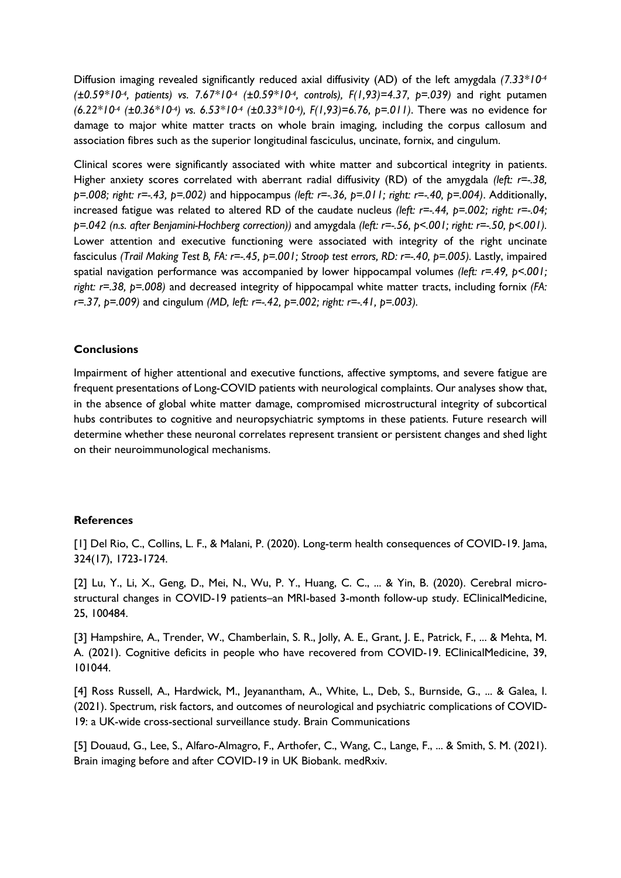Diffusion imaging revealed significantly reduced axial diffusivity (AD) of the left amygdala *($7.33*10^{-4}$ ($\pm 0.59*10^{-4}$, patients) vs. $7.67*10^{-4}$ ($\pm 0.59*10^{-4}$, controls), $F(1,93)=4.37$, $p=.039$)* and right putamen *($6.22*10^{-4}$ ($\pm 0.36*10^{-4}$) vs. $6.53*10^{-4}$ ($\pm 0.33*10^{-4}$), $F(1,93)=6.76$, $p=.011$)*. There was no evidence for damage to major white matter tracts on whole brain imaging, including the corpus callosum and association fibres such as the superior longitudinal fasciculus, uncinate, fornix, and cingulum.

Clinical scores were significantly associated with white matter and subcortical integrity in patients. Higher anxiety scores correlated with aberrant radial diffusivity (RD) of the amygdala *(left: $r=-.38$, $p=.008$; right: $r=-.43$, $p=.002$)* and hippocampus *(left: $r=-.36$, $p=.011$; right: $r=-.40$, $p=.004$)*. Additionally, increased fatigue was related to altered RD of the caudate nucleus *(left: $r=-.44$, $p=.002$; right: $r=-.04$; $p=.042$ (n.s. after Benjamini-Hochberg correction))* and amygdala *(left: $r=-.56$, $p<.001$; right: $r=-.50$, $p<.001$)*. Lower attention and executive functioning were associated with integrity of the right uncinate fasciculus *(Trail Making Test B, FA: $r=-.45$, $p=.001$; Stroop test errors, RD: $r=-.40$, $p=.005$)*. Lastly, impaired spatial navigation performance was accompanied by lower hippocampal volumes *(left: $r=.49$, $p<.001$; right: $r=.38$, $p=.008$)* and decreased integrity of hippocampal white matter tracts, including fornix *(FA: $r=.37$, $p=.009$)* and cingulum *(MD, left: $r=-.42$, $p=.002$; right: $r=-.41$, $p=.003$)*.

## Conclusions

Impairment of higher attentional and executive functions, affective symptoms, and severe fatigue are frequent presentations of Long-COVID patients with neurological complaints. Our analyses show that, in the absence of global white matter damage, compromised microstructural integrity of subcortical hubs contributes to cognitive and neuropsychiatric symptoms in these patients. Future research will determine whether these neuronal correlates represent transient or persistent changes and shed light on their neuroimmunological mechanisms.

## References

[1] Del Rio, C., Collins, L. F., & Malani, P. (2020). Long-term health consequences of COVID-19. Jama, 324(17), 1723-1724.

[2] Lu, Y., Li, X., Geng, D., Mei, N., Wu, P. Y., Huang, C. C., ... & Yin, B. (2020). Cerebral micro-structural changes in COVID-19 patients–an MRI-based 3-month follow-up study. EClinicalMedicine, 25, 100484.

[3] Hampshire, A., Trender, W., Chamberlain, S. R., Jolly, A. E., Grant, J. E., Patrick, F., ... & Mehta, M. A. (2021). Cognitive deficits in people who have recovered from COVID-19. EClinicalMedicine, 39, 101044.

[4] Ross Russell, A., Hardwick, M., Jeyanantham, A., White, L., Deb, S., Burnside, G., ... & Galea, I. (2021). Spectrum, risk factors, and outcomes of neurological and psychiatric complications of COVID-19: a UK-wide cross-sectional surveillance study. Brain Communications

[5] Douaud, G., Lee, S., Alfaro-Almagro, F., Arthofer, C., Wang, C., Lange, F., ... & Smith, S. M. (2021). Brain imaging before and after COVID-19 in UK Biobank. medRxiv.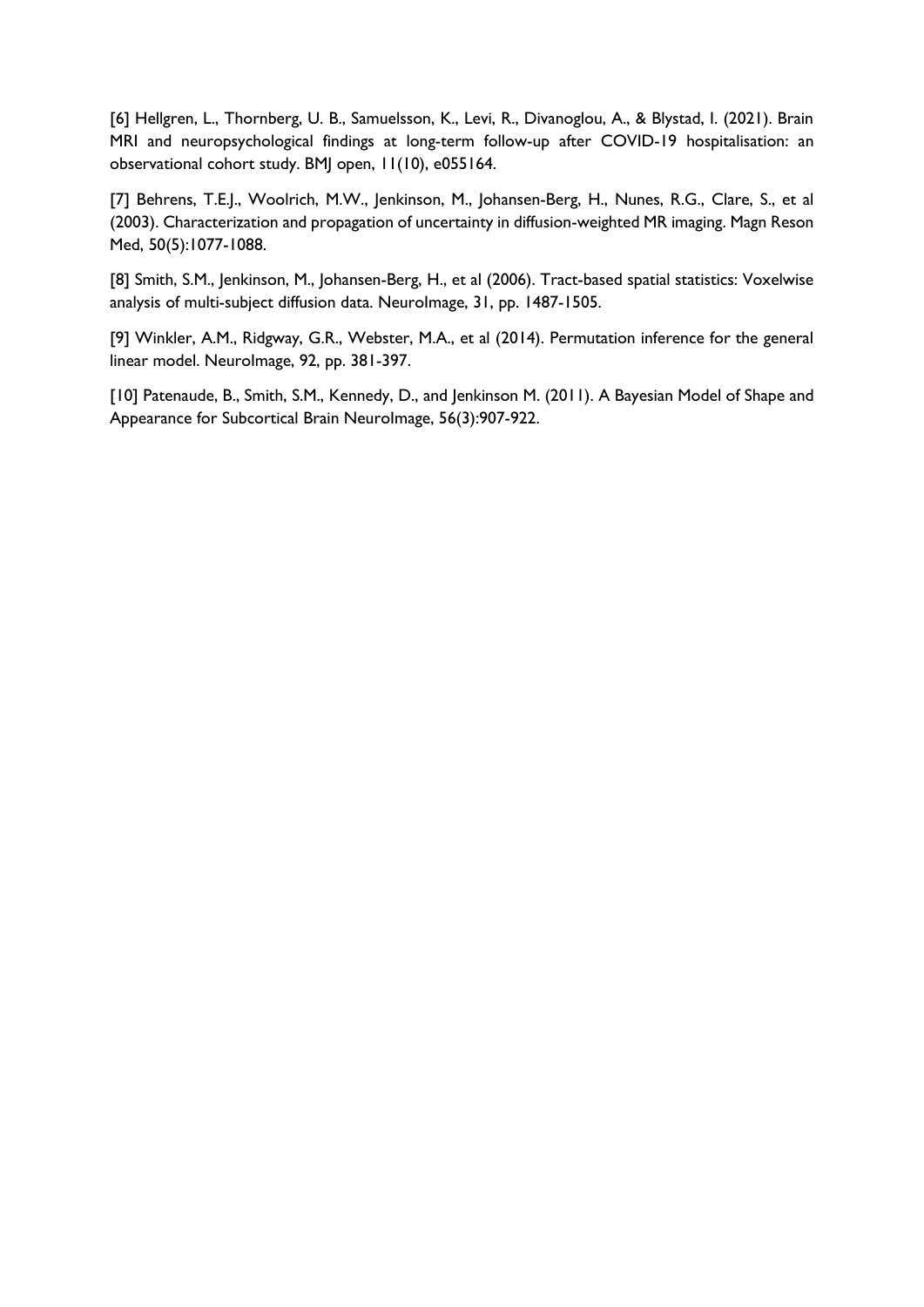[6] Hellgren, L., Thornberg, U. B., Samuelsson, K., Levi, R., Divanoglou, A., & Blystad, I. (2021). Brain MRI and neuropsychological findings at long-term follow-up after COVID-19 hospitalisation: an observational cohort study. BMJ open, 11(10), e055164.

[7] Behrens, T.E.J., Woolrich, M.W., Jenkinson, M., Johansen-Berg, H., Nunes, R.G., Clare, S., et al (2003). Characterization and propagation of uncertainty in diffusion-weighted MR imaging. Magn Reson Med, 50(5):1077-1088.

[8] Smith, S.M., Jenkinson, M., Johansen-Berg, H., et al (2006). Tract-based spatial statistics: Voxelwise analysis of multi-subject diffusion data. NeuroImage, 31, pp. 1487-1505.

[9] Winkler, A.M., Ridgway, G.R., Webster, M.A., et al (2014). Permutation inference for the general linear model. NeuroImage, 92, pp. 381-397.

[10] Patenaude, B., Smith, S.M., Kennedy, D., and Jenkinson M. (2011). A Bayesian Model of Shape and Appearance for Subcortical Brain NeuroImage, 56(3):907-922.